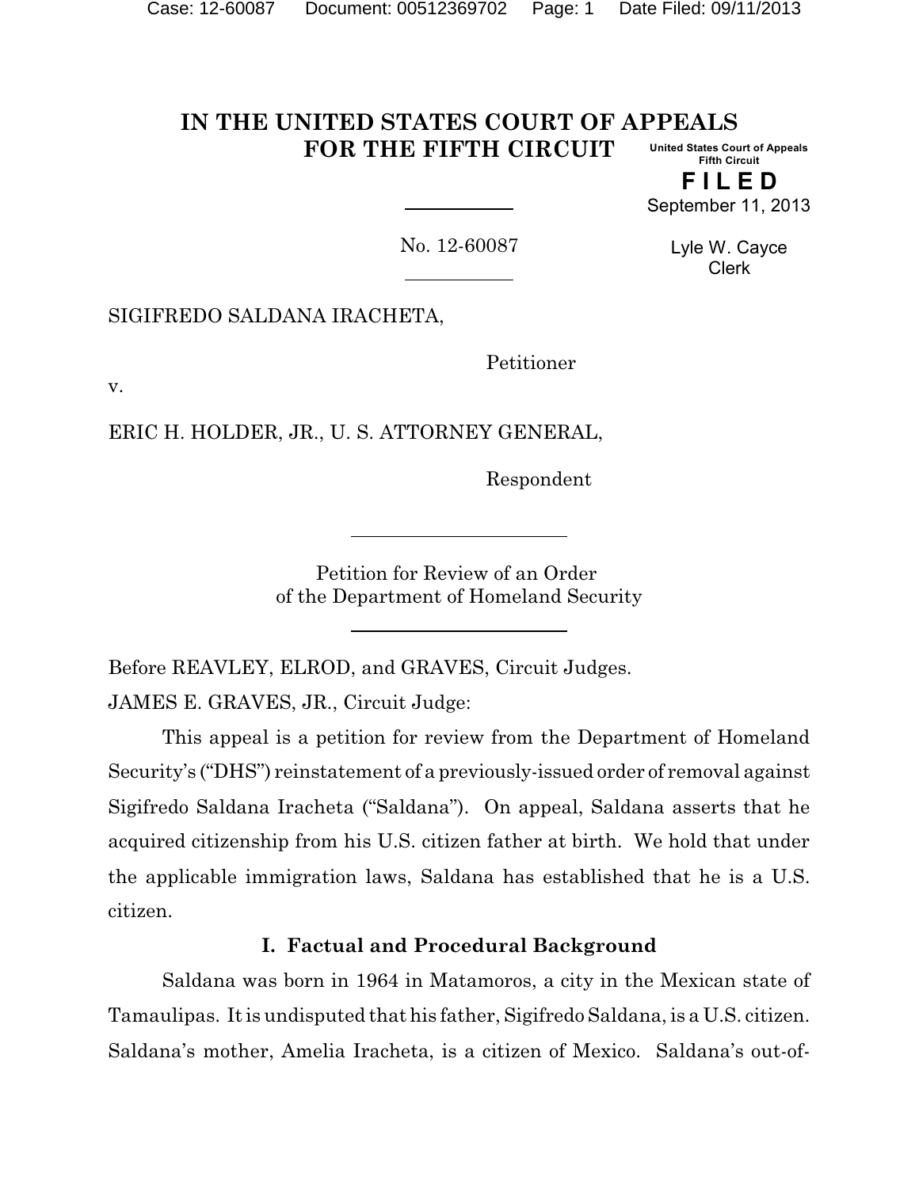# IN THE UNITED STATES COURT OF APPEALS FOR THE FIFTH CIRCUIT

United States Court of Appeals
Fifth Circuit

**FILED**
September 11, 2013

Lyle W. Cayce
Clerk

No. 12-60087

SIGIFREDO SALDANA IRACHETA,

Petitioner

v.

ERIC H. HOLDER, JR., U. S. ATTORNEY GENERAL,

Respondent

Petition for Review of an Order
of the Department of Homeland Security

Before REAVLEY, ELROD, and GRAVES, Circuit Judges.

JAMES E. GRAVES, JR., Circuit Judge:

This appeal is a petition for review from the Department of Homeland Security's ("DHS") reinstatement of a previously-issued order of removal against Sigifredo Saldana Iracheta ("Saldana"). On appeal, Saldana asserts that he acquired citizenship from his U.S. citizen father at birth. We hold that under the applicable immigration laws, Saldana has established that he is a U.S. citizen.

## I. Factual and Procedural Background

Saldana was born in 1964 in Matamoros, a city in the Mexican state of Tamaulipas. It is undisputed that his father, Sigifredo Saldana, is a U.S. citizen. Saldana's mother, Amelia Iracheta, is a citizen of Mexico. Saldana's out-of-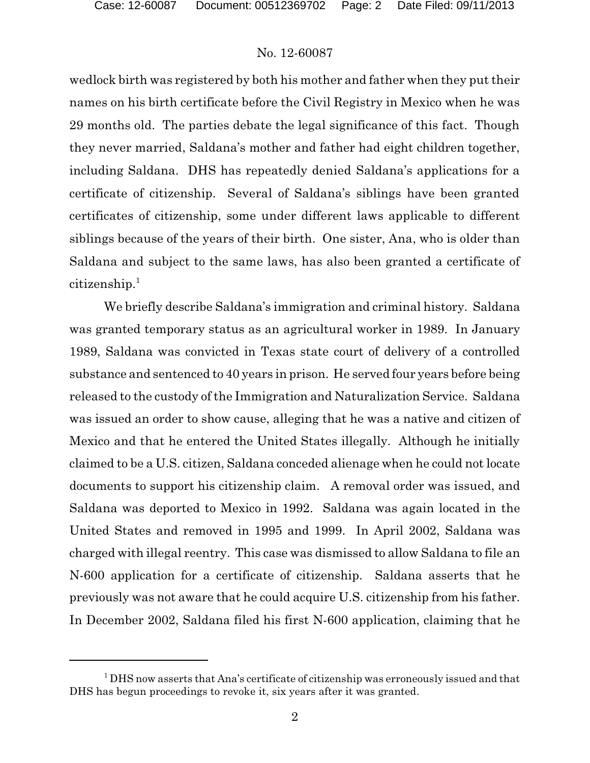wedlock birth was registered by both his mother and father when they put their names on his birth certificate before the Civil Registry in Mexico when he was 29 months old. The parties debate the legal significance of this fact. Though they never married, Saldana's mother and father had eight children together, including Saldana. DHS has repeatedly denied Saldana's applications for a certificate of citizenship. Several of Saldana's siblings have been granted certificates of citizenship, some under different laws applicable to different siblings because of the years of their birth. One sister, Ana, who is older than Saldana and subject to the same laws, has also been granted a certificate of citizenship.[1]

We briefly describe Saldana's immigration and criminal history. Saldana was granted temporary status as an agricultural worker in 1989. In January 1989, Saldana was convicted in Texas state court of delivery of a controlled substance and sentenced to 40 years in prison. He served four years before being released to the custody of the Immigration and Naturalization Service. Saldana was issued an order to show cause, alleging that he was a native and citizen of Mexico and that he entered the United States illegally. Although he initially claimed to be a U.S. citizen, Saldana conceded alienage when he could not locate documents to support his citizenship claim. A removal order was issued, and Saldana was deported to Mexico in 1992. Saldana was again located in the United States and removed in 1995 and 1999. In April 2002, Saldana was charged with illegal reentry. This case was dismissed to allow Saldana to file an N-600 application for a certificate of citizenship. Saldana asserts that he previously was not aware that he could acquire U.S. citizenship from his father. In December 2002, Saldana filed his first N-600 application, claiming that he

---

[1] DHS now asserts that Ana's certificate of citizenship was erroneously issued and that DHS has begun proceedings to revoke it, six years after it was granted.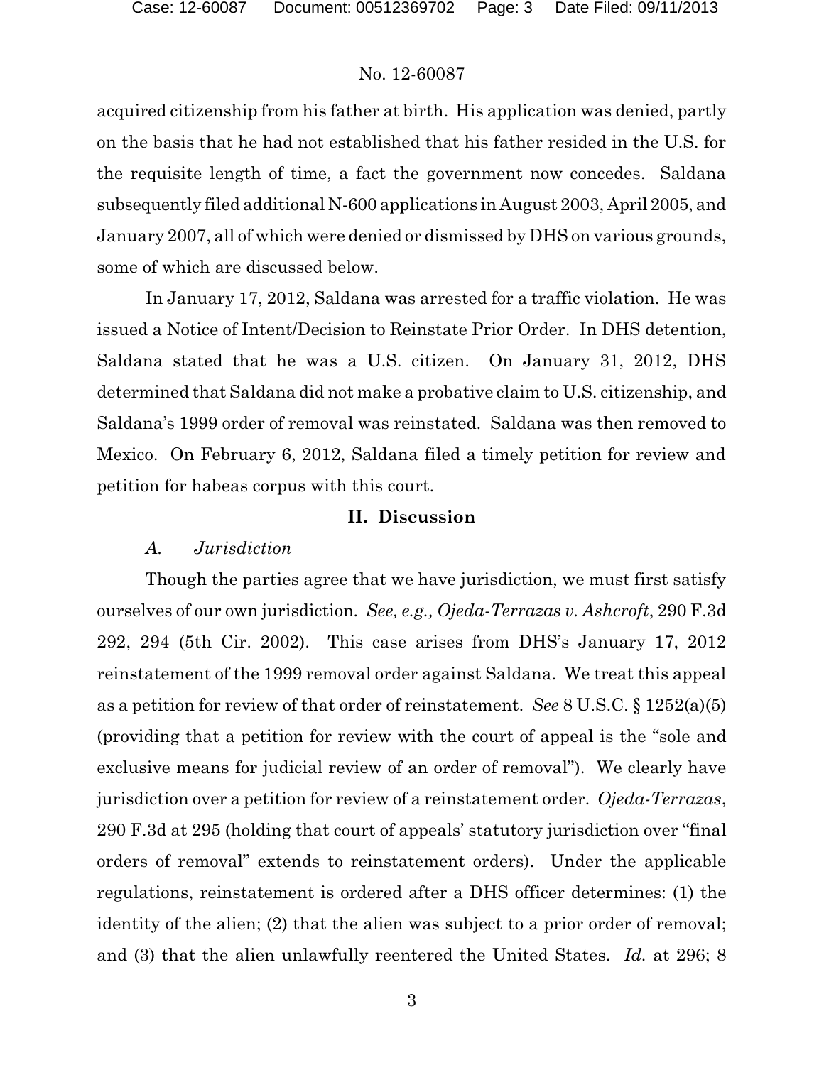acquired citizenship from his father at birth. His application was denied, partly on the basis that he had not established that his father resided in the U.S. for the requisite length of time, a fact the government now concedes. Saldana subsequently filed additional N-600 applications in August 2003, April 2005, and January 2007, all of which were denied or dismissed by DHS on various grounds, some of which are discussed below.

In January 17, 2012, Saldana was arrested for a traffic violation. He was issued a Notice of Intent/Decision to Reinstate Prior Order. In DHS detention, Saldana stated that he was a U.S. citizen. On January 31, 2012, DHS determined that Saldana did not make a probative claim to U.S. citizenship, and Saldana's 1999 order of removal was reinstated. Saldana was then removed to Mexico. On February 6, 2012, Saldana filed a timely petition for review and petition for habeas corpus with this court.

## II. Discussion

### *A. Jurisdiction*

Though the parties agree that we have jurisdiction, we must first satisfy ourselves of our own jurisdiction. *See, e.g., Ojeda-Terrazas v. Ashcroft*, 290 F.3d 292, 294 (5th Cir. 2002). This case arises from DHS's January 17, 2012 reinstatement of the 1999 removal order against Saldana. We treat this appeal as a petition for review of that order of reinstatement. *See* 8 U.S.C. § 1252(a)(5) (providing that a petition for review with the court of appeal is the "sole and exclusive means for judicial review of an order of removal"). We clearly have jurisdiction over a petition for review of a reinstatement order. *Ojeda-Terrazas*, 290 F.3d at 295 (holding that court of appeals' statutory jurisdiction over "final orders of removal" extends to reinstatement orders). Under the applicable regulations, reinstatement is ordered after a DHS officer determines: (1) the identity of the alien; (2) that the alien was subject to a prior order of removal; and (3) that the alien unlawfully reentered the United States. *Id.* at 296; 8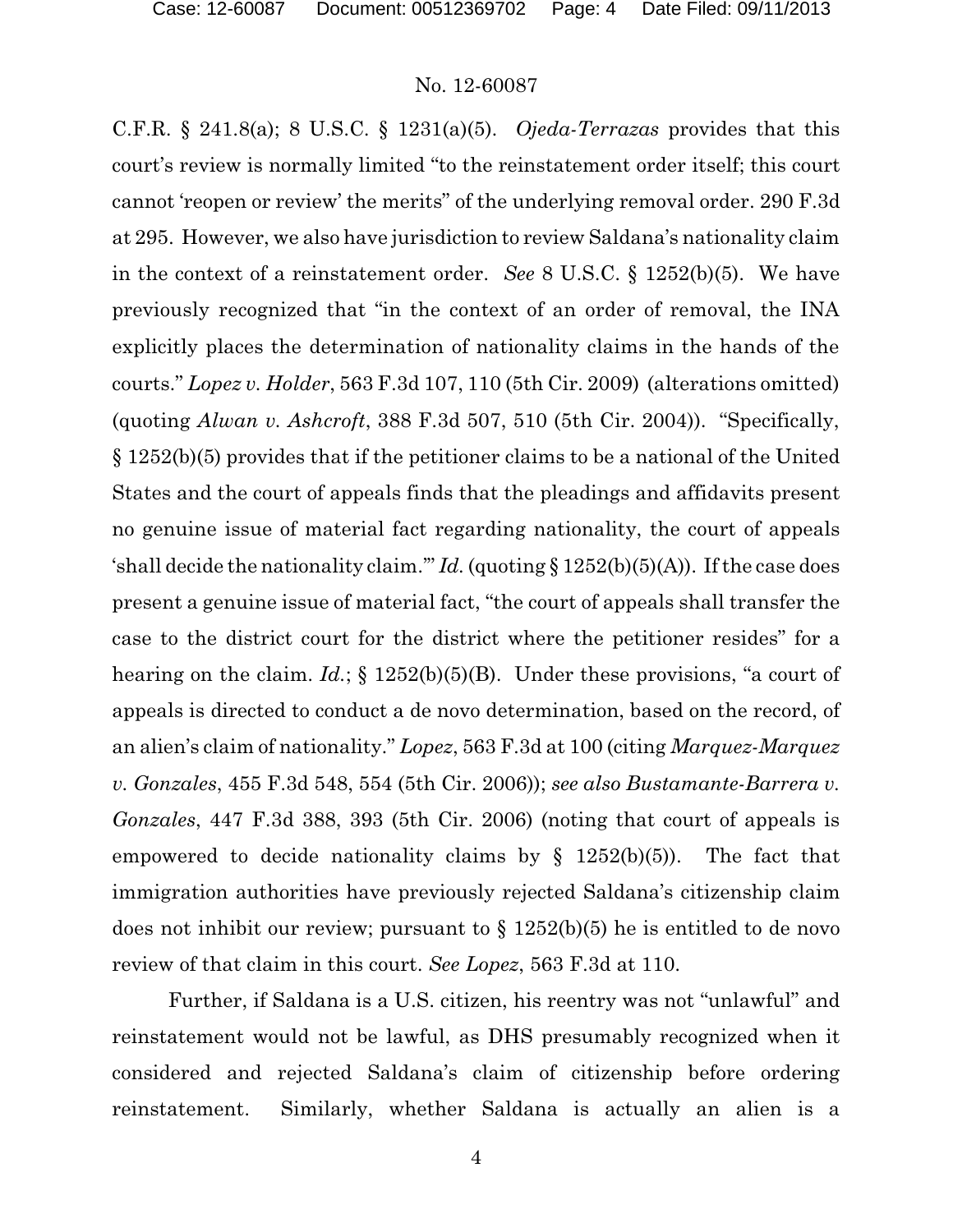C.F.R. § 241.8(a); 8 U.S.C. § 1231(a)(5). *Ojeda-Terrazas* provides that this court's review is normally limited "to the reinstatement order itself; this court cannot 'reopen or review' the merits" of the underlying removal order. 290 F.3d at 295. However, we also have jurisdiction to review Saldana's nationality claim in the context of a reinstatement order. *See* 8 U.S.C. § 1252(b)(5). We have previously recognized that "in the context of an order of removal, the INA explicitly places the determination of nationality claims in the hands of the courts." *Lopez v. Holder*, 563 F.3d 107, 110 (5th Cir. 2009) (alterations omitted) (quoting *Alwan v. Ashcroft*, 388 F.3d 507, 510 (5th Cir. 2004)). "Specifically, § 1252(b)(5) provides that if the petitioner claims to be a national of the United States and the court of appeals finds that the pleadings and affidavits present no genuine issue of material fact regarding nationality, the court of appeals 'shall decide the nationality claim.'" *Id.* (quoting § 1252(b)(5)(A)). If the case does present a genuine issue of material fact, "the court of appeals shall transfer the case to the district court for the district where the petitioner resides" for a hearing on the claim. *Id.*; § 1252(b)(5)(B). Under these provisions, "a court of appeals is directed to conduct a de novo determination, based on the record, of an alien's claim of nationality." *Lopez*, 563 F.3d at 100 (citing *Marquez-Marquez v. Gonzales*, 455 F.3d 548, 554 (5th Cir. 2006)); *see also Bustamante-Barrera v. Gonzales*, 447 F.3d 388, 393 (5th Cir. 2006) (noting that court of appeals is empowered to decide nationality claims by § 1252(b)(5)). The fact that immigration authorities have previously rejected Saldana's citizenship claim does not inhibit our review; pursuant to § 1252(b)(5) he is entitled to de novo review of that claim in this court. *See Lopez*, 563 F.3d at 110.

Further, if Saldana is a U.S. citizen, his reentry was not "unlawful" and reinstatement would not be lawful, as DHS presumably recognized when it considered and rejected Saldana's claim of citizenship before ordering reinstatement. Similarly, whether Saldana is actually an alien is a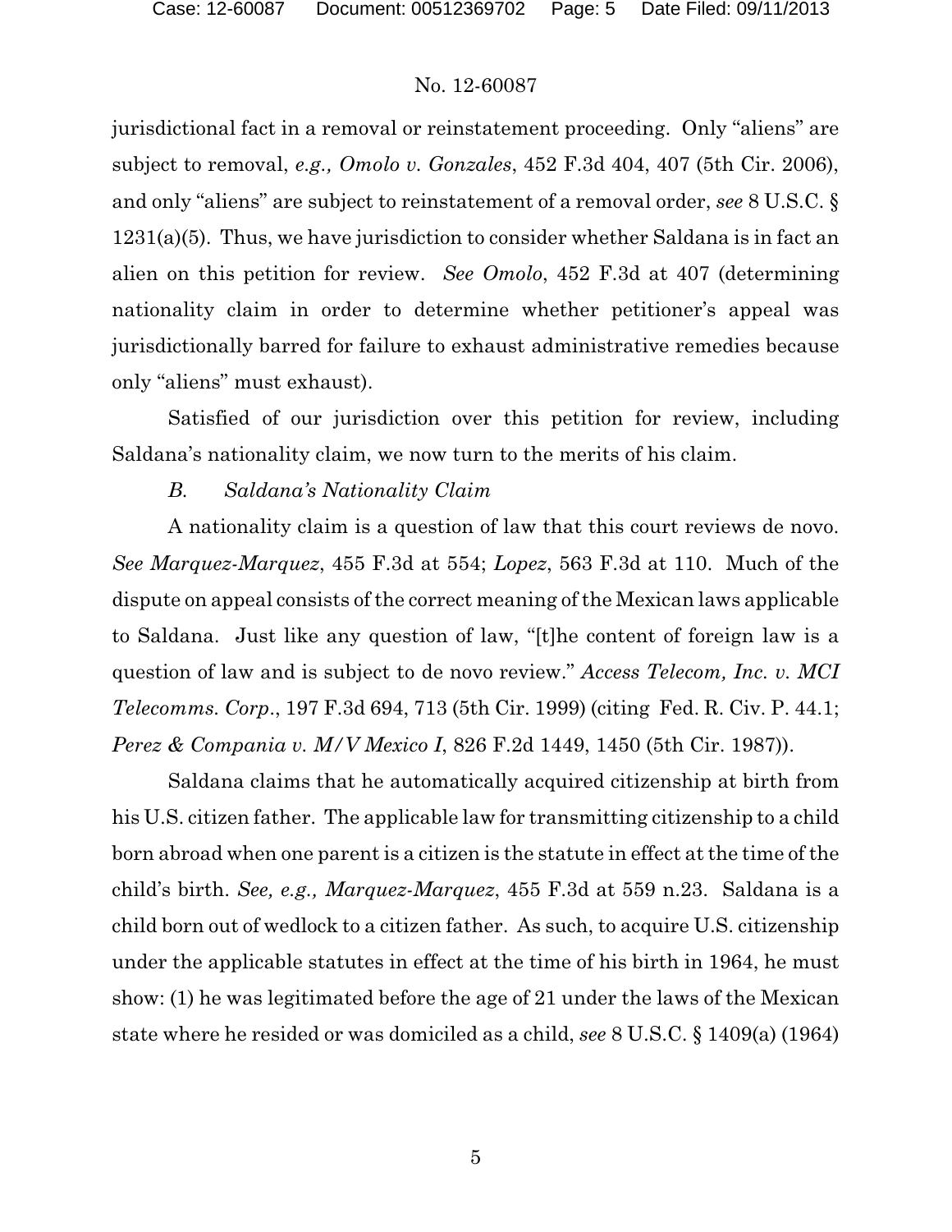jurisdictional fact in a removal or reinstatement proceeding. Only "aliens" are subject to removal, *e.g., Omolo v. Gonzales*, 452 F.3d 404, 407 (5th Cir. 2006), and only "aliens" are subject to reinstatement of a removal order, *see* 8 U.S.C. § 1231(a)(5). Thus, we have jurisdiction to consider whether Saldana is in fact an alien on this petition for review. *See Omolo*, 452 F.3d at 407 (determining nationality claim in order to determine whether petitioner's appeal was jurisdictionally barred for failure to exhaust administrative remedies because only "aliens" must exhaust).

Satisfied of our jurisdiction over this petition for review, including Saldana's nationality claim, we now turn to the merits of his claim.

*B. Saldana's Nationality Claim*

A nationality claim is a question of law that this court reviews de novo. *See Marquez-Marquez*, 455 F.3d at 554; *Lopez*, 563 F.3d at 110. Much of the dispute on appeal consists of the correct meaning of the Mexican laws applicable to Saldana. Just like any question of law, "[t]he content of foreign law is a question of law and is subject to de novo review." *Access Telecom, Inc. v. MCI Telecomms. Corp*., 197 F.3d 694, 713 (5th Cir. 1999) (citing Fed. R. Civ. P. 44.1; *Perez & Compania v. M/V Mexico I*, 826 F.2d 1449, 1450 (5th Cir. 1987)).

Saldana claims that he automatically acquired citizenship at birth from his U.S. citizen father. The applicable law for transmitting citizenship to a child born abroad when one parent is a citizen is the statute in effect at the time of the child's birth. *See, e.g., Marquez-Marquez*, 455 F.3d at 559 n.23. Saldana is a child born out of wedlock to a citizen father. As such, to acquire U.S. citizenship under the applicable statutes in effect at the time of his birth in 1964, he must show: (1) he was legitimated before the age of 21 under the laws of the Mexican state where he resided or was domiciled as a child, *see* 8 U.S.C. § 1409(a) (1964)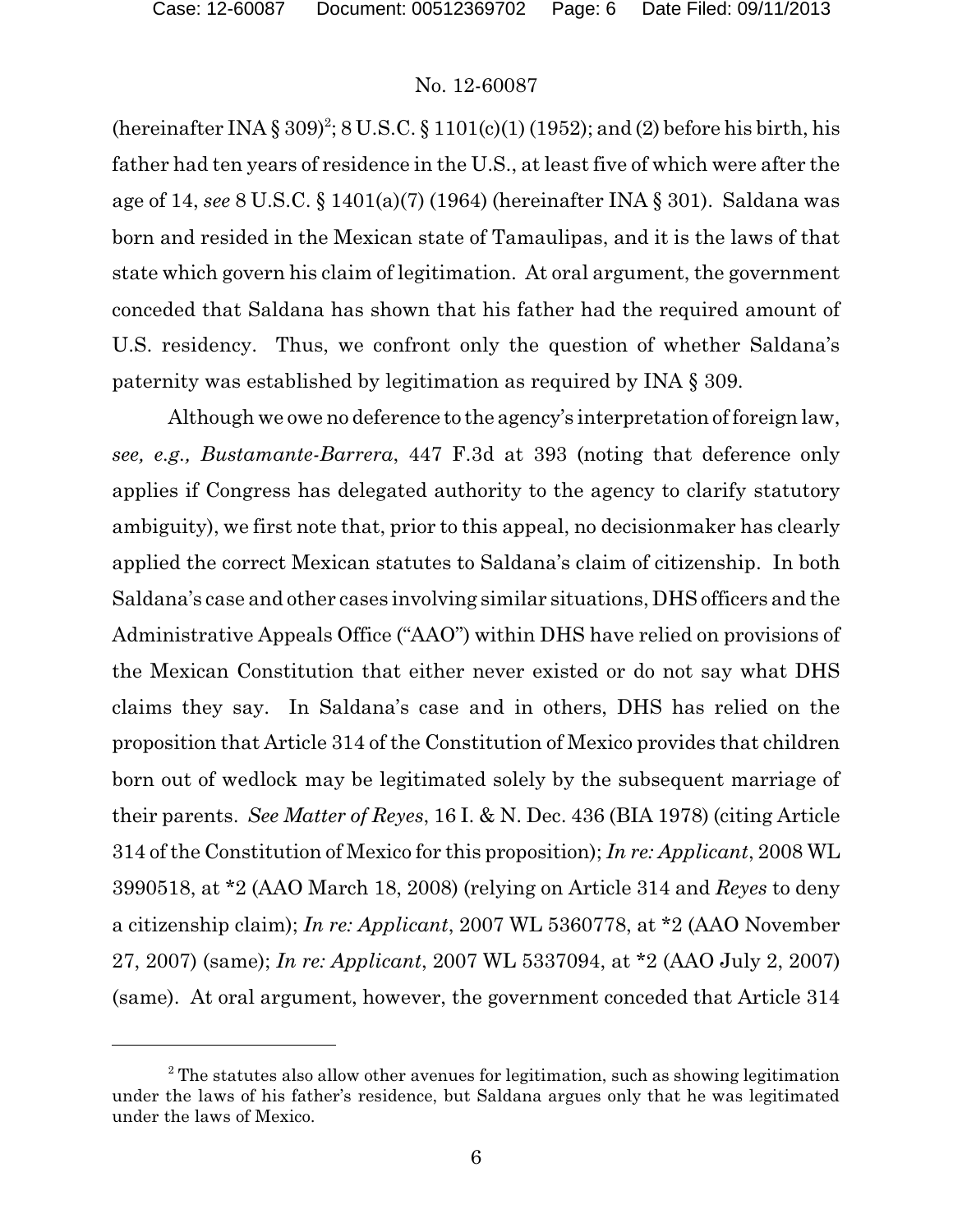(hereinafter INA § 309)[2]; 8 U.S.C. § 1101(c)(1) (1952); and (2) before his birth, his father had ten years of residence in the U.S., at least five of which were after the age of 14, *see* 8 U.S.C. § 1401(a)(7) (1964) (hereinafter INA § 301). Saldana was born and resided in the Mexican state of Tamaulipas, and it is the laws of that state which govern his claim of legitimation. At oral argument, the government conceded that Saldana has shown that his father had the required amount of U.S. residency. Thus, we confront only the question of whether Saldana's paternity was established by legitimation as required by INA § 309.

Although we owe no deference to the agency's interpretation of foreign law, *see, e.g., Bustamante-Barrera*, 447 F.3d at 393 (noting that deference only applies if Congress has delegated authority to the agency to clarify statutory ambiguity), we first note that, prior to this appeal, no decisionmaker has clearly applied the correct Mexican statutes to Saldana's claim of citizenship. In both Saldana's case and other cases involving similar situations, DHS officers and the Administrative Appeals Office ("AAO") within DHS have relied on provisions of the Mexican Constitution that either never existed or do not say what DHS claims they say. In Saldana's case and in others, DHS has relied on the proposition that Article 314 of the Constitution of Mexico provides that children born out of wedlock may be legitimated solely by the subsequent marriage of their parents. *See Matter of Reyes*, 16 I. & N. Dec. 436 (BIA 1978) (citing Article 314 of the Constitution of Mexico for this proposition); *In re: Applicant*, 2008 WL 3990518, at *2 (AAO March 18, 2008) (relying on Article 314 and *Reyes* to deny a citizenship claim); *In re: Applicant*, 2007 WL 5360778, at *2 (AAO November 27, 2007) (same); *In re: Applicant*, 2007 WL 5337094, at *2 (AAO July 2, 2007) (same). At oral argument, however, the government conceded that Article 314

---

[2] The statutes also allow other avenues for legitimation, such as showing legitimation under the laws of his father's residence, but Saldana argues only that he was legitimated under the laws of Mexico.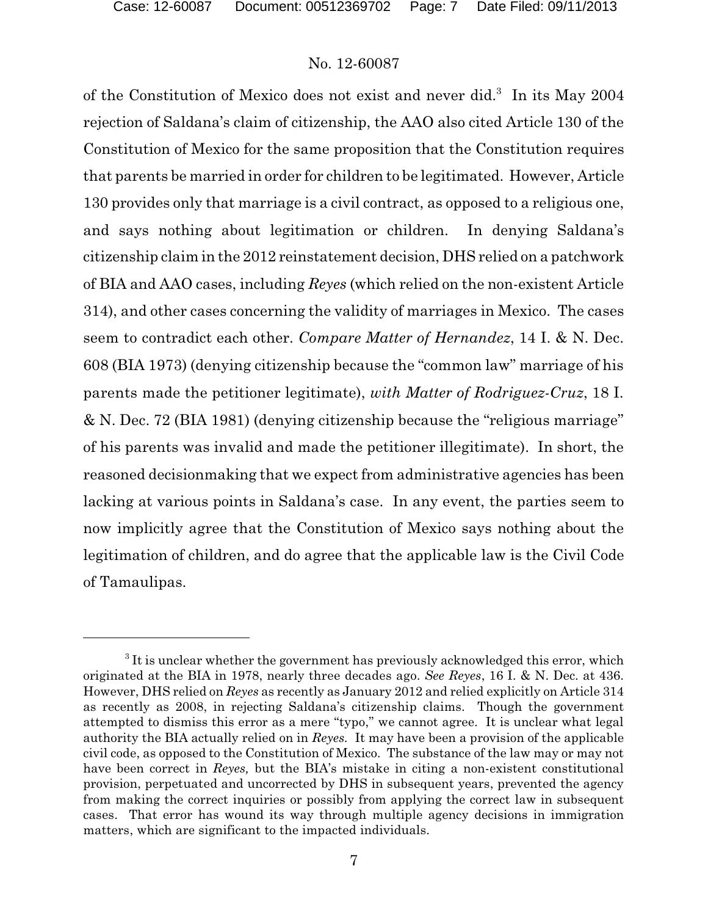of the Constitution of Mexico does not exist and never did.[3] In its May 2004 rejection of Saldana's claim of citizenship, the AAO also cited Article 130 of the Constitution of Mexico for the same proposition that the Constitution requires that parents be married in order for children to be legitimated. However, Article 130 provides only that marriage is a civil contract, as opposed to a religious one, and says nothing about legitimation or children. In denying Saldana's citizenship claim in the 2012 reinstatement decision, DHS relied on a patchwork of BIA and AAO cases, including *Reyes* (which relied on the non-existent Article 314), and other cases concerning the validity of marriages in Mexico. The cases seem to contradict each other. *Compare Matter of Hernandez*, 14 I. & N. Dec. 608 (BIA 1973) (denying citizenship because the "common law" marriage of his parents made the petitioner legitimate), *with Matter of Rodriguez-Cruz*, 18 I. & N. Dec. 72 (BIA 1981) (denying citizenship because the "religious marriage" of his parents was invalid and made the petitioner illegitimate). In short, the reasoned decisionmaking that we expect from administrative agencies has been lacking at various points in Saldana's case. In any event, the parties seem to now implicitly agree that the Constitution of Mexico says nothing about the legitimation of children, and do agree that the applicable law is the Civil Code of Tamaulipas.

---

[3] It is unclear whether the government has previously acknowledged this error, which originated at the BIA in 1978, nearly three decades ago. *See Reyes*, 16 I. & N. Dec. at 436. However, DHS relied on *Reyes* as recently as January 2012 and relied explicitly on Article 314 as recently as 2008, in rejecting Saldana's citizenship claims. Though the government attempted to dismiss this error as a mere "typo," we cannot agree. It is unclear what legal authority the BIA actually relied on in *Reyes*. It may have been a provision of the applicable civil code, as opposed to the Constitution of Mexico. The substance of the law may or may not have been correct in *Reyes,* but the BIA's mistake in citing a non-existent constitutional provision, perpetuated and uncorrected by DHS in subsequent years, prevented the agency from making the correct inquiries or possibly from applying the correct law in subsequent cases. That error has wound its way through multiple agency decisions in immigration matters, which are significant to the impacted individuals.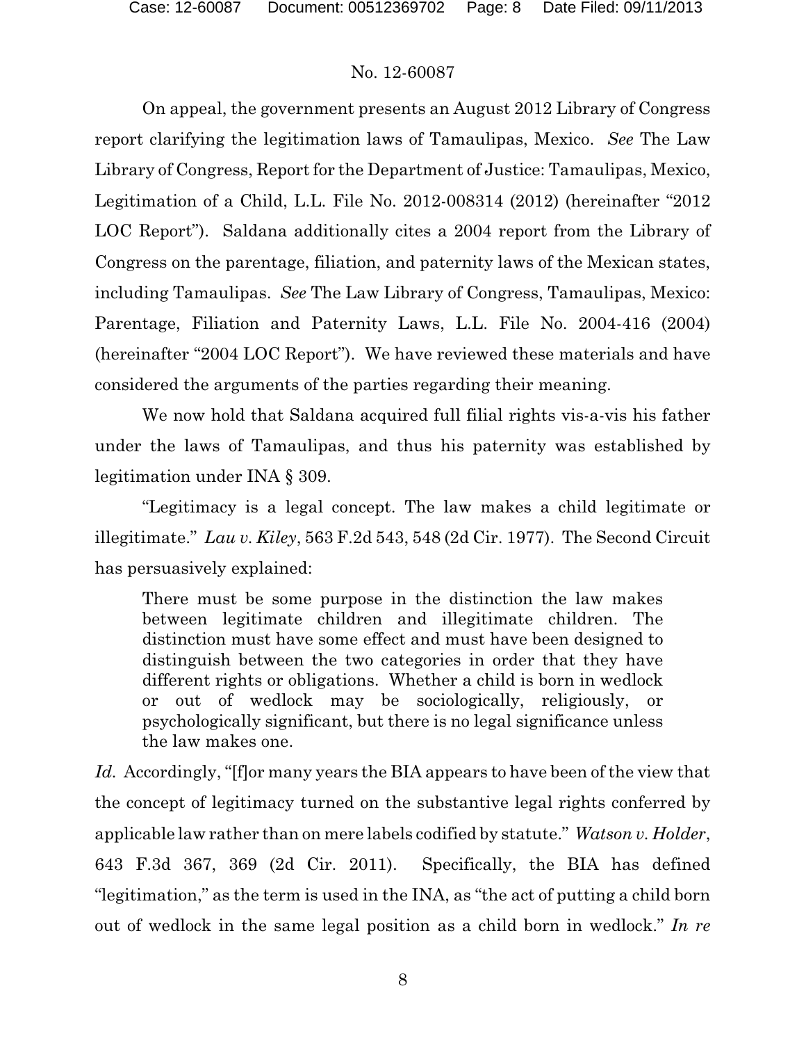On appeal, the government presents an August 2012 Library of Congress report clarifying the legitimation laws of Tamaulipas, Mexico. *See* The Law Library of Congress, Report for the Department of Justice: Tamaulipas, Mexico, Legitimation of a Child, L.L. File No. 2012-008314 (2012) (hereinafter "2012 LOC Report"). Saldana additionally cites a 2004 report from the Library of Congress on the parentage, filiation, and paternity laws of the Mexican states, including Tamaulipas. *See* The Law Library of Congress, Tamaulipas, Mexico: Parentage, Filiation and Paternity Laws, L.L. File No. 2004-416 (2004) (hereinafter "2004 LOC Report"). We have reviewed these materials and have considered the arguments of the parties regarding their meaning.

We now hold that Saldana acquired full filial rights vis-a-vis his father under the laws of Tamaulipas, and thus his paternity was established by legitimation under INA § 309.

"Legitimacy is a legal concept. The law makes a child legitimate or illegitimate." *Lau v. Kiley*, 563 F.2d 543, 548 (2d Cir. 1977). The Second Circuit has persuasively explained:

> There must be some purpose in the distinction the law makes between legitimate children and illegitimate children. The distinction must have some effect and must have been designed to distinguish between the two categories in order that they have different rights or obligations. Whether a child is born in wedlock or out of wedlock may be sociologically, religiously, or psychologically significant, but there is no legal significance unless the law makes one.

*Id.* Accordingly, "[f]or many years the BIA appears to have been of the view that the concept of legitimacy turned on the substantive legal rights conferred by applicable law rather than on mere labels codified by statute." *Watson v. Holder*, 643 F.3d 367, 369 (2d Cir. 2011). Specifically, the BIA has defined "legitimation," as the term is used in the INA, as "the act of putting a child born out of wedlock in the same legal position as a child born in wedlock." *In re*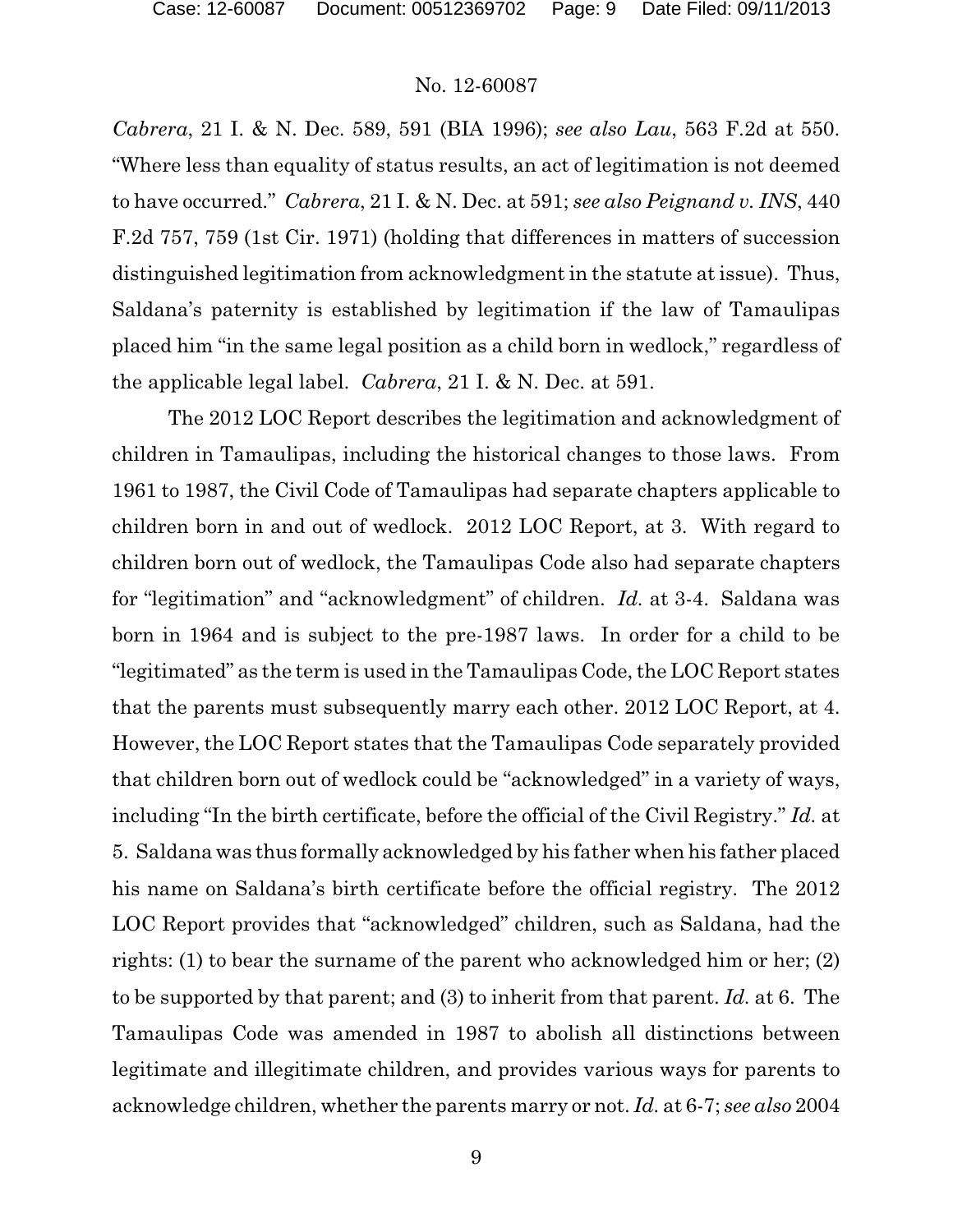*Cabrera*, 21 I. & N. Dec. 589, 591 (BIA 1996); *see also Lau*, 563 F.2d at 550. "Where less than equality of status results, an act of legitimation is not deemed to have occurred." *Cabrera*, 21 I. & N. Dec. at 591; *see also Peignand v. INS*, 440 F.2d 757, 759 (1st Cir. 1971) (holding that differences in matters of succession distinguished legitimation from acknowledgment in the statute at issue). Thus, Saldana's paternity is established by legitimation if the law of Tamaulipas placed him "in the same legal position as a child born in wedlock," regardless of the applicable legal label. *Cabrera*, 21 I. & N. Dec. at 591.

The 2012 LOC Report describes the legitimation and acknowledgment of children in Tamaulipas, including the historical changes to those laws. From 1961 to 1987, the Civil Code of Tamaulipas had separate chapters applicable to children born in and out of wedlock. 2012 LOC Report, at 3. With regard to children born out of wedlock, the Tamaulipas Code also had separate chapters for "legitimation" and "acknowledgment" of children. *Id.* at 3-4. Saldana was born in 1964 and is subject to the pre-1987 laws. In order for a child to be "legitimated" as the term is used in the Tamaulipas Code, the LOC Report states that the parents must subsequently marry each other. 2012 LOC Report, at 4. However, the LOC Report states that the Tamaulipas Code separately provided that children born out of wedlock could be "acknowledged" in a variety of ways, including "In the birth certificate, before the official of the Civil Registry." *Id.* at 5. Saldana was thus formally acknowledged by his father when his father placed his name on Saldana's birth certificate before the official registry. The 2012 LOC Report provides that "acknowledged" children, such as Saldana, had the rights: (1) to bear the surname of the parent who acknowledged him or her; (2) to be supported by that parent; and (3) to inherit from that parent. *Id.* at 6. The Tamaulipas Code was amended in 1987 to abolish all distinctions between legitimate and illegitimate children, and provides various ways for parents to acknowledge children, whether the parents marry or not. *Id.* at 6-7; *see also* 2004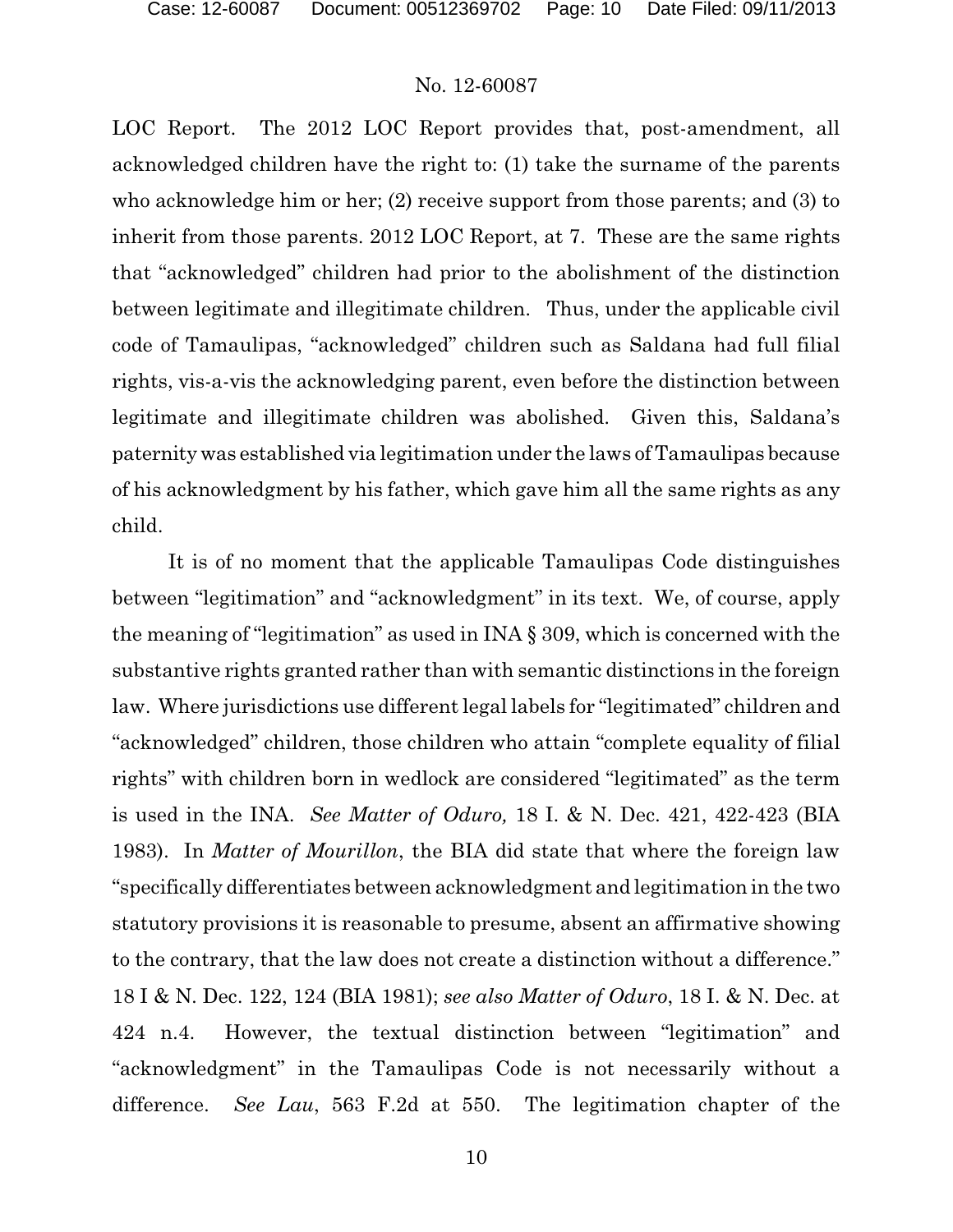LOC Report. The 2012 LOC Report provides that, post-amendment, all acknowledged children have the right to: (1) take the surname of the parents who acknowledge him or her; (2) receive support from those parents; and (3) to inherit from those parents. 2012 LOC Report, at 7. These are the same rights that "acknowledged" children had prior to the abolishment of the distinction between legitimate and illegitimate children. Thus, under the applicable civil code of Tamaulipas, "acknowledged" children such as Saldana had full filial rights, vis-a-vis the acknowledging parent, even before the distinction between legitimate and illegitimate children was abolished. Given this, Saldana's paternity was established via legitimation under the laws of Tamaulipas because of his acknowledgment by his father, which gave him all the same rights as any child.

It is of no moment that the applicable Tamaulipas Code distinguishes between "legitimation" and "acknowledgment" in its text. We, of course, apply the meaning of "legitimation" as used in INA § 309, which is concerned with the substantive rights granted rather than with semantic distinctions in the foreign law. Where jurisdictions use different legal labels for "legitimated" children and "acknowledged" children, those children who attain "complete equality of filial rights" with children born in wedlock are considered "legitimated" as the term is used in the INA. *See Matter of Oduro,* 18 I. & N. Dec. 421, 422-423 (BIA 1983). In *Matter of Mourillon*, the BIA did state that where the foreign law "specifically differentiates between acknowledgment and legitimation in the two statutory provisions it is reasonable to presume, absent an affirmative showing to the contrary, that the law does not create a distinction without a difference." 18 I & N. Dec. 122, 124 (BIA 1981); *see also Matter of Oduro*, 18 I. & N. Dec. at 424 n.4. However, the textual distinction between "legitimation" and "acknowledgment" in the Tamaulipas Code is not necessarily without a difference. *See Lau*, 563 F.2d at 550. The legitimation chapter of the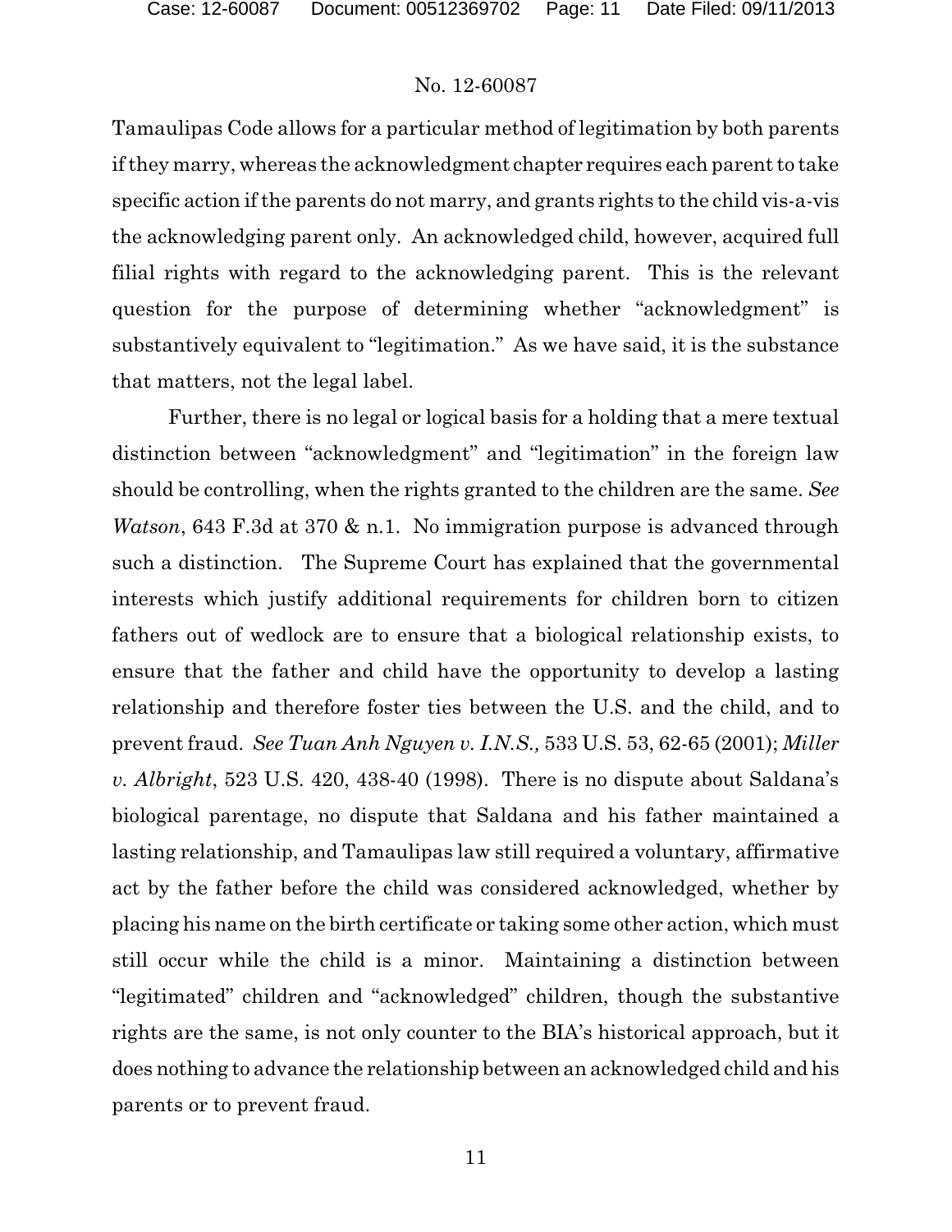Tamaulipas Code allows for a particular method of legitimation by both parents if they marry, whereas the acknowledgment chapter requires each parent to take specific action if the parents do not marry, and grants rights to the child vis-a-vis the acknowledging parent only. An acknowledged child, however, acquired full filial rights with regard to the acknowledging parent. This is the relevant question for the purpose of determining whether "acknowledgment" is substantively equivalent to "legitimation." As we have said, it is the substance that matters, not the legal label.

Further, there is no legal or logical basis for a holding that a mere textual distinction between "acknowledgment" and "legitimation" in the foreign law should be controlling, when the rights granted to the children are the same. *See Watson*, 643 F.3d at 370 & n.1. No immigration purpose is advanced through such a distinction. The Supreme Court has explained that the governmental interests which justify additional requirements for children born to citizen fathers out of wedlock are to ensure that a biological relationship exists, to ensure that the father and child have the opportunity to develop a lasting relationship and therefore foster ties between the U.S. and the child, and to prevent fraud. *See Tuan Anh Nguyen v. I.N.S.,* 533 U.S. 53, 62-65 (2001); *Miller v. Albright*, 523 U.S. 420, 438-40 (1998). There is no dispute about Saldana's biological parentage, no dispute that Saldana and his father maintained a lasting relationship, and Tamaulipas law still required a voluntary, affirmative act by the father before the child was considered acknowledged, whether by placing his name on the birth certificate or taking some other action, which must still occur while the child is a minor. Maintaining a distinction between "legitimated" children and "acknowledged" children, though the substantive rights are the same, is not only counter to the BIA's historical approach, but it does nothing to advance the relationship between an acknowledged child and his parents or to prevent fraud.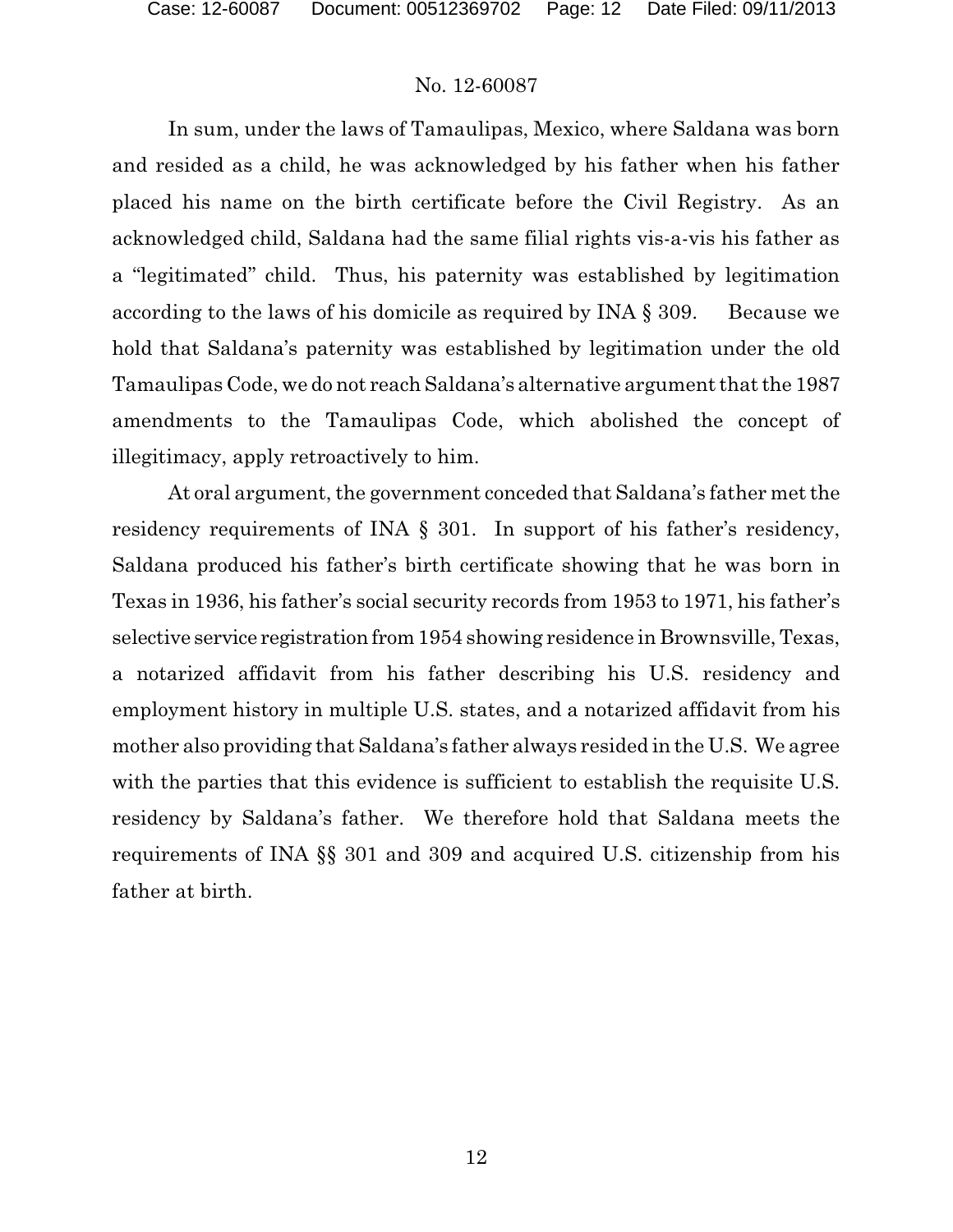In sum, under the laws of Tamaulipas, Mexico, where Saldana was born and resided as a child, he was acknowledged by his father when his father placed his name on the birth certificate before the Civil Registry. As an acknowledged child, Saldana had the same filial rights vis-a-vis his father as a "legitimated" child. Thus, his paternity was established by legitimation according to the laws of his domicile as required by INA § 309. Because we hold that Saldana's paternity was established by legitimation under the old Tamaulipas Code, we do not reach Saldana's alternative argument that the 1987 amendments to the Tamaulipas Code, which abolished the concept of illegitimacy, apply retroactively to him.

At oral argument, the government conceded that Saldana's father met the residency requirements of INA § 301. In support of his father's residency, Saldana produced his father's birth certificate showing that he was born in Texas in 1936, his father's social security records from 1953 to 1971, his father's selective service registration from 1954 showing residence in Brownsville, Texas, a notarized affidavit from his father describing his U.S. residency and employment history in multiple U.S. states, and a notarized affidavit from his mother also providing that Saldana's father always resided in the U.S. We agree with the parties that this evidence is sufficient to establish the requisite U.S. residency by Saldana's father. We therefore hold that Saldana meets the requirements of INA §§ 301 and 309 and acquired U.S. citizenship from his father at birth.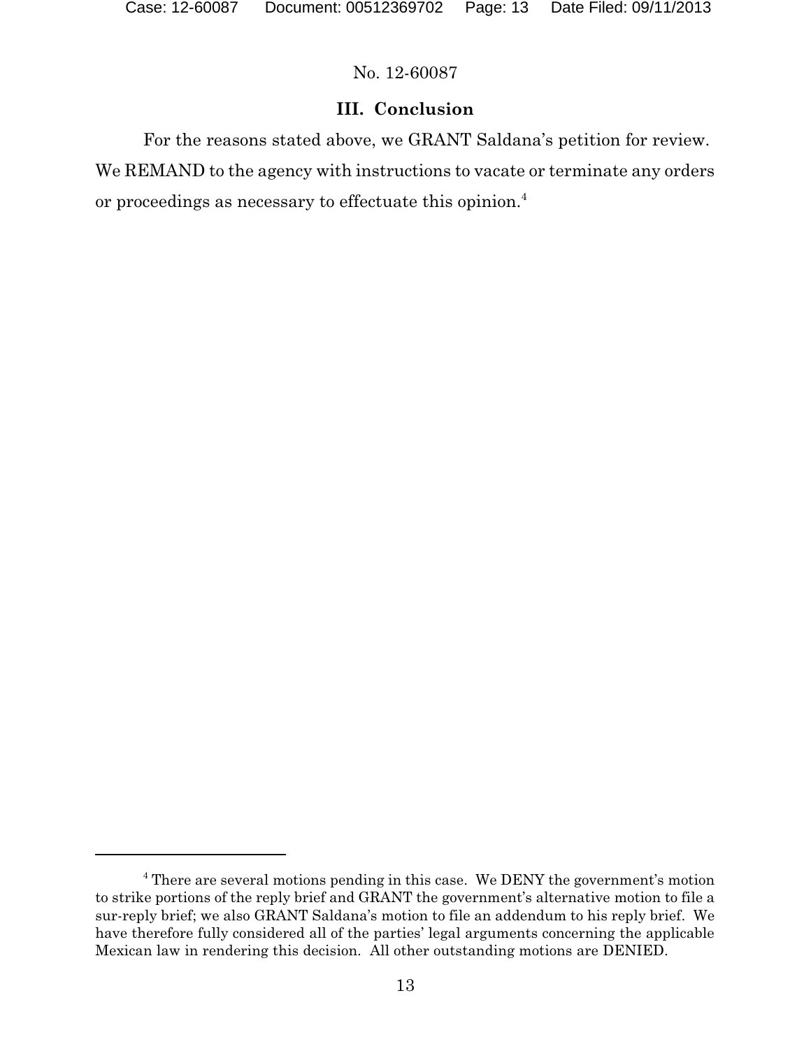## III. Conclusion

For the reasons stated above, we GRANT Saldana's petition for review. We REMAND to the agency with instructions to vacate or terminate any orders or proceedings as necessary to effectuate this opinion.[4]

[4] There are several motions pending in this case. We DENY the government's motion to strike portions of the reply brief and GRANT the government's alternative motion to file a sur-reply brief; we also GRANT Saldana's motion to file an addendum to his reply brief. We have therefore fully considered all of the parties' legal arguments concerning the applicable Mexican law in rendering this decision. All other outstanding motions are DENIED.